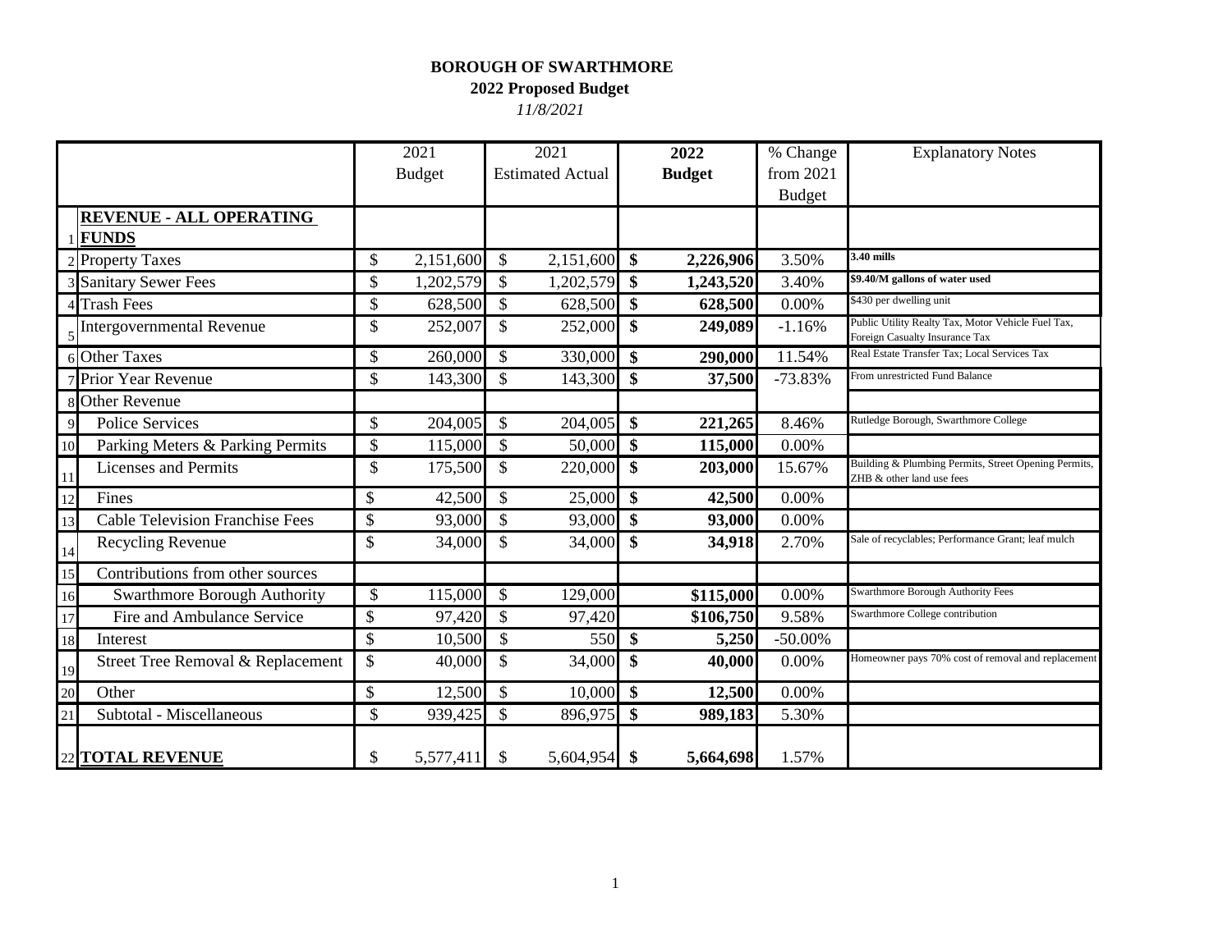**BOROUGH OF SWARTHMORE**

**2022 Proposed Budget**

*11/8/2021*

| | | 2021 Budget | 2021 Estimated Actual | **2022 Budget** | % Change from 2021 Budget | Explanatory Notes |
|---|---|---|---|---|---|---|
| 1 | **REVENUE - ALL OPERATING FUNDS** | | | | | |
| 2 | Property Taxes | $ 2,151,600 | $ 2,151,600 | **$ 2,226,906** | 3.50% | **3.40 mills** |
| 3 | Sanitary Sewer Fees | $ 1,202,579 | $ 1,202,579 | **$ 1,243,520** | 3.40% | **$9.40/M gallons of water used** |
| 4 | Trash Fees | $ 628,500 | $ 628,500 | **$ 628,500** | 0.00% | $430 per dwelling unit |
| 5 | Intergovernmental Revenue | $ 252,007 | $ 252,000 | **$ 249,089** | -1.16% | Public Utility Realty Tax, Motor Vehicle Fuel Tax, Foreign Casualty Insurance Tax |
| 6 | Other Taxes | $ 260,000 | $ 330,000 | **$ 290,000** | 11.54% | Real Estate Transfer Tax; Local Services Tax |
| 7 | Prior Year Revenue | $ 143,300 | $ 143,300 | **$ 37,500** | -73.83% | From unrestricted Fund Balance |
| 8 | Other Revenue | | | | | |
| 9 | Police Services | $ 204,005 | $ 204,005 | **$ 221,265** | 8.46% | Rutledge Borough, Swarthmore College |
| 10 | Parking Meters & Parking Permits | $ 115,000 | $ 50,000 | **$ 115,000** | 0.00% | |
| 11 | Licenses and Permits | $ 175,500 | $ 220,000 | **$ 203,000** | 15.67% | Building & Plumbing Permits, Street Opening Permits, ZHB & other land use fees |
| 12 | Fines | $ 42,500 | $ 25,000 | **$ 42,500** | 0.00% | |
| 13 | Cable Television Franchise Fees | $ 93,000 | $ 93,000 | **$ 93,000** | 0.00% | |
| 14 | Recycling Revenue | $ 34,000 | $ 34,000 | **$ 34,918** | 2.70% | Sale of recyclables; Performance Grant; leaf mulch |
| 15 | Contributions from other sources | | | | | |
| 16 | Swarthmore Borough Authority | $ 115,000 | $ 129,000 | **$115,000** | 0.00% | Swarthmore Borough Authority Fees |
| 17 | Fire and Ambulance Service | $ 97,420 | $ 97,420 | **$106,750** | 9.58% | Swarthmore College contribution |
| 18 | Interest | $ 10,500 | $ 550 | **$ 5,250** | -50.00% | |
| 19 | Street Tree Removal & Replacement | $ 40,000 | $ 34,000 | **$ 40,000** | 0.00% | Homeowner pays 70% cost of removal and replacement |
| 20 | Other | $ 12,500 | $ 10,000 | **$ 12,500** | 0.00% | |
| 21 | Subtotal - Miscellaneous | $ 939,425 | $ 896,975 | **$ 989,183** | 5.30% | |
| 22 | **TOTAL REVENUE** | $ 5,577,411 | $ 5,604,954 | **$ 5,664,698** | 1.57% | |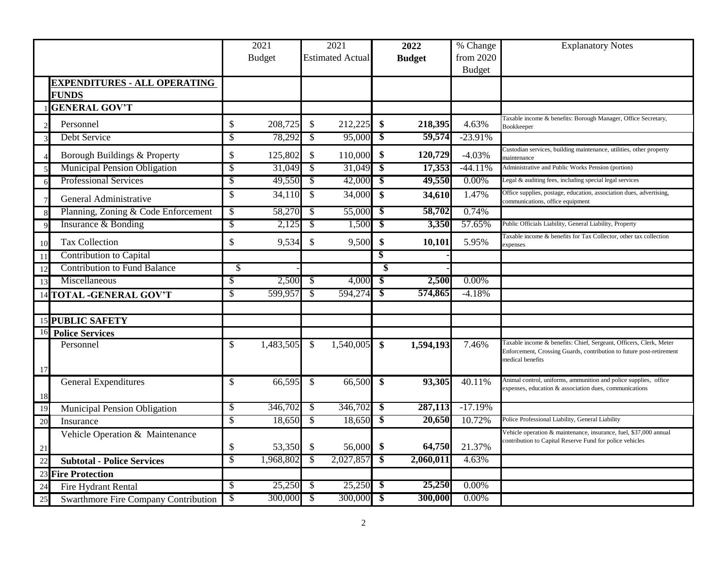| | | 2021 Budget | 2021 Estimated Actual | **2022 Budget** | % Change from 2020 Budget | Explanatory Notes |
|---|---|---|---|---|---|---|
| | **EXPENDITURES - ALL OPERATING FUNDS** | | | | | |
| 1 | **GENERAL GOV'T** | | | | | |
| 2 | Personnel | $ 208,725 | $ 212,225 | **$ 218,395** | 4.63% | Taxable income & benefits: Borough Manager, Office Secretary, Bookkeeper |
| 3 | Debt Service | $ 78,292 | $ 95,000 | **$ 59,574** | -23.91% | |
| 4 | Borough Buildings & Property | $ 125,802 | $ 110,000 | **$ 120,729** | -4.03% | Custodian services, building maintenance, utilities, other property maintenance |
| 5 | Municipal Pension Obligation | $ 31,049 | $ 31,049 | **$ 17,353** | -44.11% | Administrative and Public Works Pension (portion) |
| 6 | Professional Services | $ 49,550 | $ 42,000 | **$ 49,550** | 0.00% | Legal & auditing fees, including special legal services |
| 7 | General Administrative | $ 34,110 | $ 34,000 | **$ 34,610** | 1.47% | Office supplies, postage, education, association dues, advertising, communications, office equipment |
| 8 | Planning, Zoning & Code Enforcement | $ 58,270 | $ 55,000 | **$ 58,702** | 0.74% | |
| 9 | Insurance & Bonding | $ 2,125 | $ 1,500 | **$ 3,350** | 57.65% | Public Officials Liability, General Liability, Property |
| 10 | Tax Collection | $ 9,534 | $ 9,500 | **$ 10,101** | 5.95% | Taxable income & benefits for Tax Collector, other tax collection expenses |
| 11 | Contribution to Capital | | | **$ -** | | |
| 12 | Contribution to Fund Balance | $ - | | **$ -** | | |
| 13 | Miscellaneous | $ 2,500 | $ 4,000 | **$ 2,500** | 0.00% | |
| 14 | **TOTAL -GENERAL GOV'T** | $ 599,957 | $ 594,274 | **$ 574,865** | -4.18% | |
| | | | | | | |
| 15 | **PUBLIC SAFETY** | | | | | |
| 16 | **Police Services** | | | | | |
| 17 | Personnel | $ 1,483,505 | $ 1,540,005 | **$ 1,594,193** | 7.46% | Taxable income & benefits: Chief, Sergeant, Officers, Clerk, Meter Enforcement, Crossing Guards, contribution to future post-retirement medical benefits |
| 18 | General Expenditures | $ 66,595 | $ 66,500 | **$ 93,305** | 40.11% | Animal control, uniforms, ammunition and police supplies, office expenses, education & association dues, communications |
| 19 | Municipal Pension Obligation | $ 346,702 | $ 346,702 | **$ 287,113** | -17.19% | |
| 20 | Insurance | $ 18,650 | $ 18,650 | **$ 20,650** | 10.72% | Police Professional Liability, General Liability |
| 21 | Vehicle Operation & Maintenance | $ 53,350 | $ 56,000 | **$ 64,750** | 21.37% | Vehicle operation & maintenance, insurance, fuel, $37,000 annual contribution to Capital Reserve Fund for police vehicles |
| 22 | **Subtotal - Police Services** | $ 1,968,802 | $ 2,027,857 | **$ 2,060,011** | 4.63% | |
| 23 | **Fire Protection** | | | | | |
| 24 | Fire Hydrant Rental | $ 25,250 | $ 25,250 | **$ 25,250** | 0.00% | |
| 25 | Swarthmore Fire Company Contribution | $ 300,000 | $ 300,000 | **$ 300,000** | 0.00% | |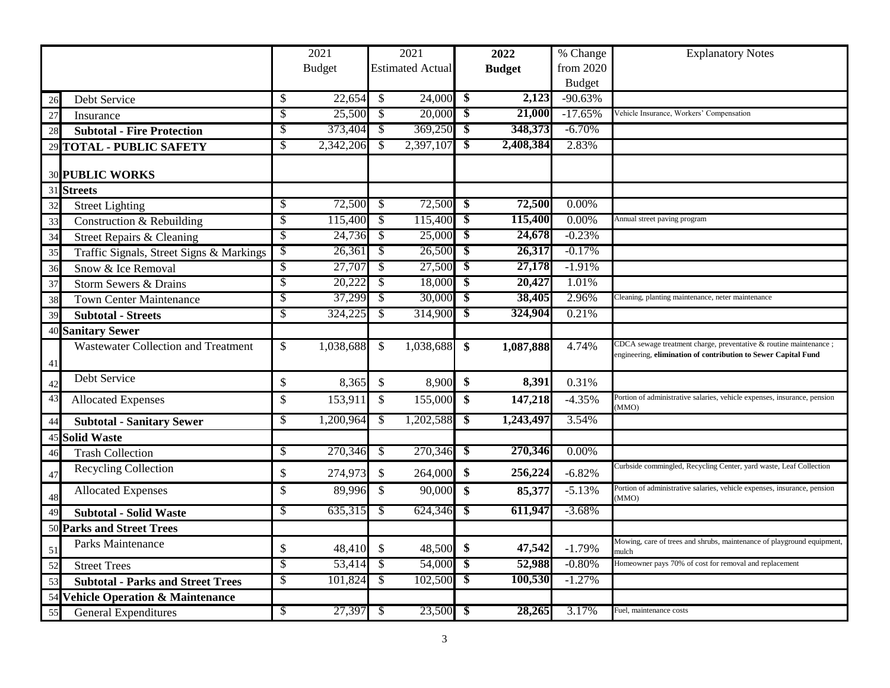| | | 2021 Budget | 2021 Estimated Actual | **2022 Budget** | % Change from 2020 Budget | Explanatory Notes |
|---|---|---|---|---|---|---|
| 26 | Debt Service | $ 22,654 | $ 24,000 | **$ 2,123** | -90.63% | |
| 27 | Insurance | $ 25,500 | $ 20,000 | **$ 21,000** | -17.65% | Vehicle Insurance, Workers' Compensation |
| 28 | **Subtotal - Fire Protection** | $ 373,404 | $ 369,250 | **$ 348,373** | -6.70% | |
| 29 | **TOTAL - PUBLIC SAFETY** | $ 2,342,206 | $ 2,397,107 | **$ 2,408,384** | 2.83% | |
| 30 | **PUBLIC WORKS** | | | | | |
| 31 | **Streets** | | | | | |
| 32 | Street Lighting | $ 72,500 | $ 72,500 | **$ 72,500** | 0.00% | |
| 33 | Construction & Rebuilding | $ 115,400 | $ 115,400 | **$ 115,400** | 0.00% | Annual street paving program |
| 34 | Street Repairs & Cleaning | $ 24,736 | $ 25,000 | **$ 24,678** | -0.23% | |
| 35 | Traffic Signals, Street Signs & Markings | $ 26,361 | $ 26,500 | **$ 26,317** | -0.17% | |
| 36 | Snow & Ice Removal | $ 27,707 | $ 27,500 | **$ 27,178** | -1.91% | |
| 37 | Storm Sewers & Drains | $ 20,222 | $ 18,000 | **$ 20,427** | 1.01% | |
| 38 | Town Center Maintenance | $ 37,299 | $ 30,000 | **$ 38,405** | 2.96% | Cleaning, planting maintenance, neter maintenance |
| 39 | **Subtotal - Streets** | $ 324,225 | $ 314,900 | **$ 324,904** | 0.21% | |
| 40 | **Sanitary Sewer** | | | | | |
| 41 | Wastewater Collection and Treatment | $ 1,038,688 | $ 1,038,688 | **$ 1,087,888** | 4.74% | CDCA sewage treatment charge, preventative & routine maintenance ; engineering, **elimination of contribution to Sewer Capital Fund** |
| 42 | Debt Service | $ 8,365 | $ 8,900 | **$ 8,391** | 0.31% | |
| 43 | Allocated Expenses | $ 153,911 | $ 155,000 | **$ 147,218** | -4.35% | Portion of administrative salaries, vehicle expenses, insurance, pension (MMO) |
| 44 | **Subtotal - Sanitary Sewer** | $ 1,200,964 | $ 1,202,588 | **$ 1,243,497** | 3.54% | |
| 45 | **Solid Waste** | | | | | |
| 46 | Trash Collection | $ 270,346 | $ 270,346 | **$ 270,346** | 0.00% | |
| 47 | Recycling Collection | $ 274,973 | $ 264,000 | **$ 256,224** | -6.82% | Curbside commingled, Recycling Center, yard waste, Leaf Collection |
| 48 | Allocated Expenses | $ 89,996 | $ 90,000 | **$ 85,377** | -5.13% | Portion of administrative salaries, vehicle expenses, insurance, pension (MMO) |
| 49 | **Subtotal - Solid Waste** | $ 635,315 | $ 624,346 | **$ 611,947** | -3.68% | |
| 50 | **Parks and Street Trees** | | | | | |
| 51 | Parks Maintenance | $ 48,410 | $ 48,500 | **$ 47,542** | -1.79% | Mowing, care of trees and shrubs, maintenance of playground equipment, mulch |
| 52 | Street Trees | $ 53,414 | $ 54,000 | **$ 52,988** | -0.80% | Homeowner pays 70% of cost for removal and replacement |
| 53 | **Subtotal - Parks and Street Trees** | $ 101,824 | $ 102,500 | **$ 100,530** | -1.27% | |
| 54 | **Vehicle Operation & Maintenance** | | | | | |
| 55 | General Expenditures | $ 27,397 | $ 23,500 | **$ 28,265** | 3.17% | Fuel, maintenance costs |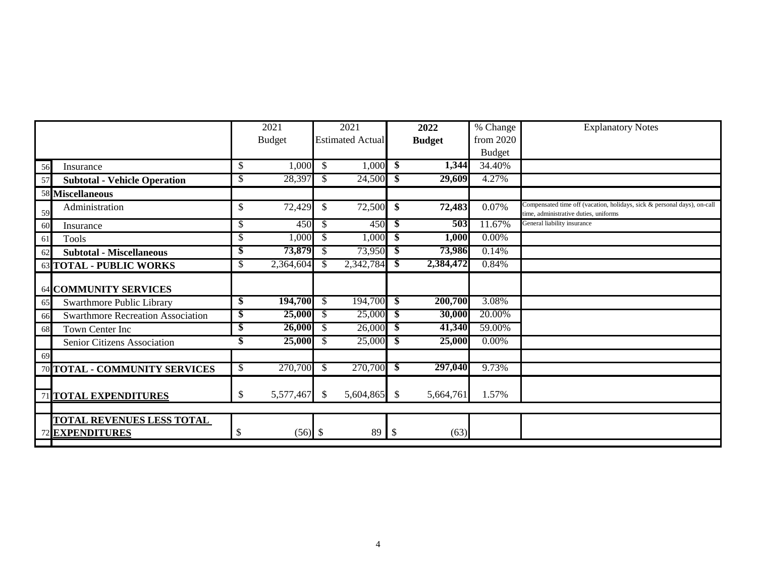| | | 2021 Budget | 2021 Estimated Actual | 2022 Budget | % Change from 2020 Budget | Explanatory Notes |
|---|---|---|---|---|---|---|
| 56 | Insurance | $ 1,000 | $ 1,000 | **$ 1,344** | 34.40% | |
| 57 | **Subtotal - Vehicle Operation** | $ 28,397 | $ 24,500 | **$ 29,609** | 4.27% | |
| 58 | **Miscellaneous** | | | | | |
| 59 | Administration | $ 72,429 | $ 72,500 | **$ 72,483** | 0.07% | Compensated time off (vacation, holidays, sick & personal days), on-call time, administrative duties, uniforms |
| 60 | Insurance | $ 450 | $ 450 | **$ 503** | 11.67% | General liability insurance |
| 61 | Tools | $ 1,000 | $ 1,000 | **$ 1,000** | 0.00% | |
| 62 | **Subtotal - Miscellaneous** | **$ 73,879** | $ 73,950 | **$ 73,986** | 0.14% | |
| 63 | **TOTAL - PUBLIC WORKS** | $ 2,364,604 | $ 2,342,784 | **$ 2,384,472** | 0.84% | |
| 64 | **COMMUNITY SERVICES** | | | | | |
| 65 | Swarthmore Public Library | **$ 194,700** | $ 194,700 | **$ 200,700** | 3.08% | |
| 66 | Swarthmore Recreation Association | **$ 25,000** | $ 25,000 | **$ 30,000** | 20.00% | |
| 68 | Town Center Inc | **$ 26,000** | $ 26,000 | **$ 41,340** | 59.00% | |
| | Senior Citizens Association | **$ 25,000** | $ 25,000 | **$ 25,000** | 0.00% | |
| 69 | | | | | | |
| 70 | **TOTAL - COMMUNITY SERVICES** | $ 270,700 | $ 270,700 | **$ 297,040** | 9.73% | |
| 71 | **TOTAL EXPENDITURES** | $ 5,577,467 | $ 5,604,865 | $ 5,664,761 | 1.57% | |
| 72 | **TOTAL REVENUES LESS TOTAL EXPENDITURES** | $ (56) | $ 89 | $ (63) | | |